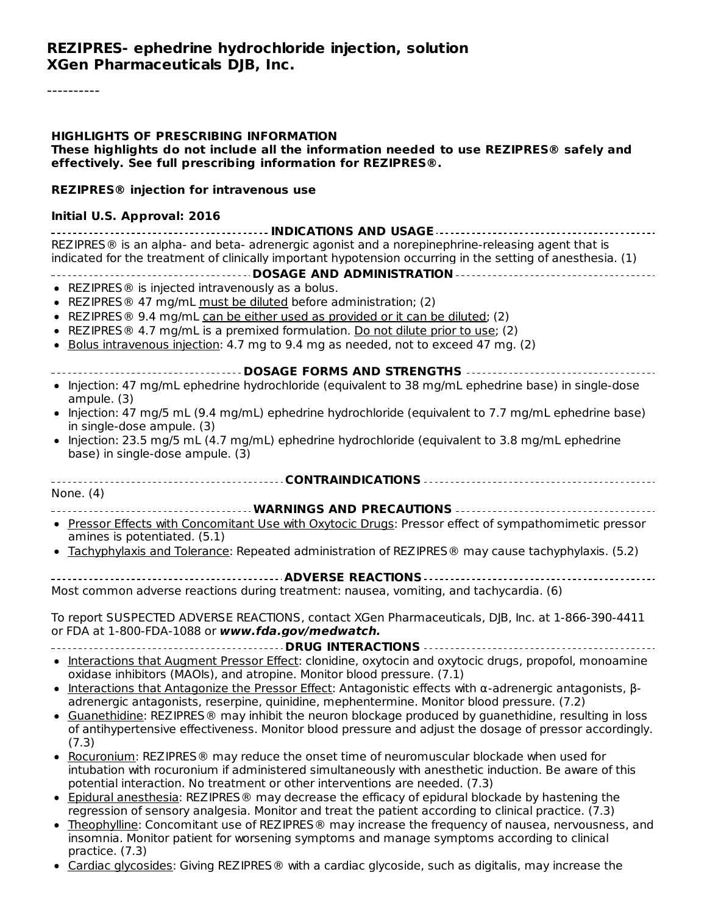# REZIPRES- ephedrine hydrochloride injection, solution
# XGen Pharmaceuticals DJB, Inc.

----------

## HIGHLIGHTS OF PRESCRIBING INFORMATION

**These highlights do not include all the information needed to use REZIPRES® safely and effectively. See full prescribing information for REZIPRES®.**

**REZIPRES® injection for intravenous use**

**Initial U.S. Approval: 2016**

### INDICATIONS AND USAGE

REZIPRES® is an alpha- and beta- adrenergic agonist and a norepinephrine-releasing agent that is indicated for the treatment of clinically important hypotension occurring in the setting of anesthesia. (1)

### DOSAGE AND ADMINISTRATION

- REZIPRES® is injected intravenously as a bolus.
- REZIPRES® 47 mg/mL must be diluted before administration; (2)
- REZIPRES® 9.4 mg/mL can be either used as provided or it can be diluted; (2)
- REZIPRES® 4.7 mg/mL is a premixed formulation. Do not dilute prior to use; (2)
- Bolus intravenous injection: 4.7 mg to 9.4 mg as needed, not to exceed 47 mg. (2)

### DOSAGE FORMS AND STRENGTHS

- Injection: 47 mg/mL ephedrine hydrochloride (equivalent to 38 mg/mL ephedrine base) in single-dose ampule. (3)
- Injection: 47 mg/5 mL (9.4 mg/mL) ephedrine hydrochloride (equivalent to 7.7 mg/mL ephedrine base) in single-dose ampule. (3)
- Injection: 23.5 mg/5 mL (4.7 mg/mL) ephedrine hydrochloride (equivalent to 3.8 mg/mL ephedrine base) in single-dose ampule. (3)

### CONTRAINDICATIONS

None. (4)

### WARNINGS AND PRECAUTIONS

- Pressor Effects with Concomitant Use with Oxytocic Drugs: Pressor effect of sympathomimetic pressor amines is potentiated. (5.1)
- Tachyphylaxis and Tolerance: Repeated administration of REZIPRES® may cause tachyphylaxis. (5.2)

### ADVERSE REACTIONS

Most common adverse reactions during treatment: nausea, vomiting, and tachycardia. (6)

To report SUSPECTED ADVERSE REACTIONS, contact XGen Pharmaceuticals, DJB, Inc. at 1-866-390-4411 or FDA at 1-800-FDA-1088 or ***www.fda.gov/medwatch.***

### DRUG INTERACTIONS

- Interactions that Augment Pressor Effect: clonidine, oxytocin and oxytocic drugs, propofol, monoamine oxidase inhibitors (MAOIs), and atropine. Monitor blood pressure. (7.1)
- Interactions that Antagonize the Pressor Effect: Antagonistic effects with α-adrenergic antagonists, β-adrenergic antagonists, reserpine, quinidine, mephentermine. Monitor blood pressure. (7.2)
- Guanethidine: REZIPRES® may inhibit the neuron blockage produced by guanethidine, resulting in loss of antihypertensive effectiveness. Monitor blood pressure and adjust the dosage of pressor accordingly. (7.3)
- Rocuronium: REZIPRES® may reduce the onset time of neuromuscular blockade when used for intubation with rocuronium if administered simultaneously with anesthetic induction. Be aware of this potential interaction. No treatment or other interventions are needed. (7.3)
- Epidural anesthesia: REZIPRES® may decrease the efficacy of epidural blockade by hastening the regression of sensory analgesia. Monitor and treat the patient according to clinical practice. (7.3)
- Theophylline: Concomitant use of REZIPRES® may increase the frequency of nausea, nervousness, and insomnia. Monitor patient for worsening symptoms and manage symptoms according to clinical practice. (7.3)
- Cardiac glycosides: Giving REZIPRES® with a cardiac glycoside, such as digitalis, may increase the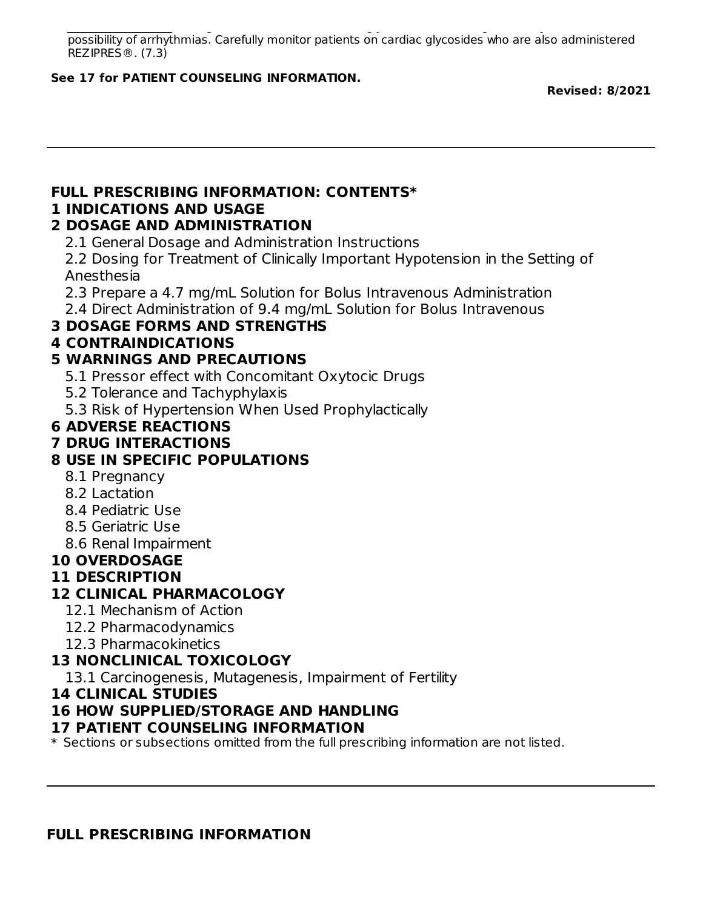possibility of arrhythmias. Carefully monitor patients on cardiac glycosides who are also administered REZIPRES®. (7.3)

**See 17 for PATIENT COUNSELING INFORMATION.**

**Revised: 8/2021**

---

**FULL PRESCRIBING INFORMATION: CONTENTS***

**1 INDICATIONS AND USAGE**

**2 DOSAGE AND ADMINISTRATION**

2.1 General Dosage and Administration Instructions

2.2 Dosing for Treatment of Clinically Important Hypotension in the Setting of Anesthesia

2.3 Prepare a 4.7 mg/mL Solution for Bolus Intravenous Administration

2.4 Direct Administration of 9.4 mg/mL Solution for Bolus Intravenous

**3 DOSAGE FORMS AND STRENGTHS**

**4 CONTRAINDICATIONS**

**5 WARNINGS AND PRECAUTIONS**

5.1 Pressor effect with Concomitant Oxytocic Drugs

5.2 Tolerance and Tachyphylaxis

5.3 Risk of Hypertension When Used Prophylactically

**6 ADVERSE REACTIONS**

**7 DRUG INTERACTIONS**

**8 USE IN SPECIFIC POPULATIONS**

8.1 Pregnancy

8.2 Lactation

8.4 Pediatric Use

8.5 Geriatric Use

8.6 Renal Impairment

**10 OVERDOSAGE**

**11 DESCRIPTION**

**12 CLINICAL PHARMACOLOGY**

12.1 Mechanism of Action

12.2 Pharmacodynamics

12.3 Pharmacokinetics

**13 NONCLINICAL TOXICOLOGY**

13.1 Carcinogenesis, Mutagenesis, Impairment of Fertility

**14 CLINICAL STUDIES**

**16 HOW SUPPLIED/STORAGE AND HANDLING**

**17 PATIENT COUNSELING INFORMATION**

* Sections or subsections omitted from the full prescribing information are not listed.

---

**FULL PRESCRIBING INFORMATION**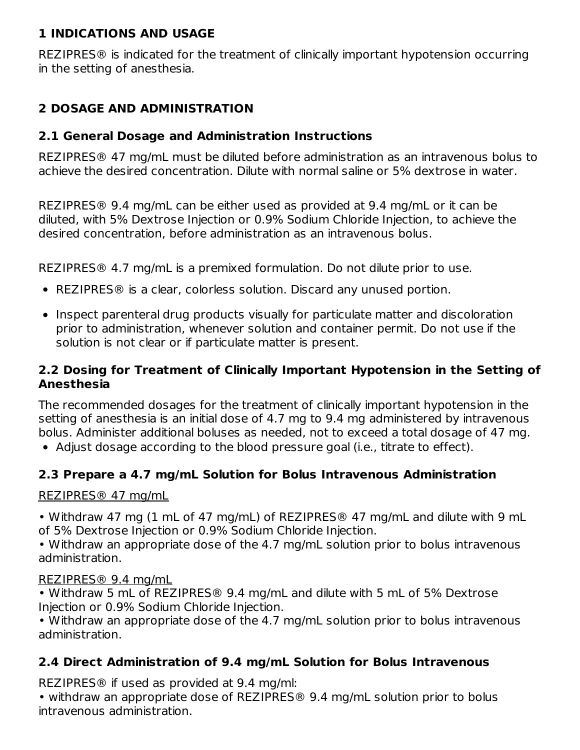## 1 INDICATIONS AND USAGE

REZIPRES® is indicated for the treatment of clinically important hypotension occurring in the setting of anesthesia.

## 2 DOSAGE AND ADMINISTRATION

### 2.1 General Dosage and Administration Instructions

REZIPRES® 47 mg/mL must be diluted before administration as an intravenous bolus to achieve the desired concentration. Dilute with normal saline or 5% dextrose in water.

REZIPRES® 9.4 mg/mL can be either used as provided at 9.4 mg/mL or it can be diluted, with 5% Dextrose Injection or 0.9% Sodium Chloride Injection, to achieve the desired concentration, before administration as an intravenous bolus.

REZIPRES® 4.7 mg/mL is a premixed formulation. Do not dilute prior to use.

- REZIPRES® is a clear, colorless solution. Discard any unused portion.
- Inspect parenteral drug products visually for particulate matter and discoloration prior to administration, whenever solution and container permit. Do not use if the solution is not clear or if particulate matter is present.

### 2.2 Dosing for Treatment of Clinically Important Hypotension in the Setting of Anesthesia

The recommended dosages for the treatment of clinically important hypotension in the setting of anesthesia is an initial dose of 4.7 mg to 9.4 mg administered by intravenous bolus. Administer additional boluses as needed, not to exceed a total dosage of 47 mg.

- Adjust dosage according to the blood pressure goal (i.e., titrate to effect).

### 2.3 Prepare a 4.7 mg/mL Solution for Bolus Intravenous Administration

REZIPRES® 47 mg/mL

• Withdraw 47 mg (1 mL of 47 mg/mL) of REZIPRES® 47 mg/mL and dilute with 9 mL of 5% Dextrose Injection or 0.9% Sodium Chloride Injection.
• Withdraw an appropriate dose of the 4.7 mg/mL solution prior to bolus intravenous administration.

REZIPRES® 9.4 mg/mL

• Withdraw 5 mL of REZIPRES® 9.4 mg/mL and dilute with 5 mL of 5% Dextrose Injection or 0.9% Sodium Chloride Injection.
• Withdraw an appropriate dose of the 4.7 mg/mL solution prior to bolus intravenous administration.

### 2.4 Direct Administration of 9.4 mg/mL Solution for Bolus Intravenous

REZIPRES® if used as provided at 9.4 mg/ml:
• withdraw an appropriate dose of REZIPRES® 9.4 mg/mL solution prior to bolus intravenous administration.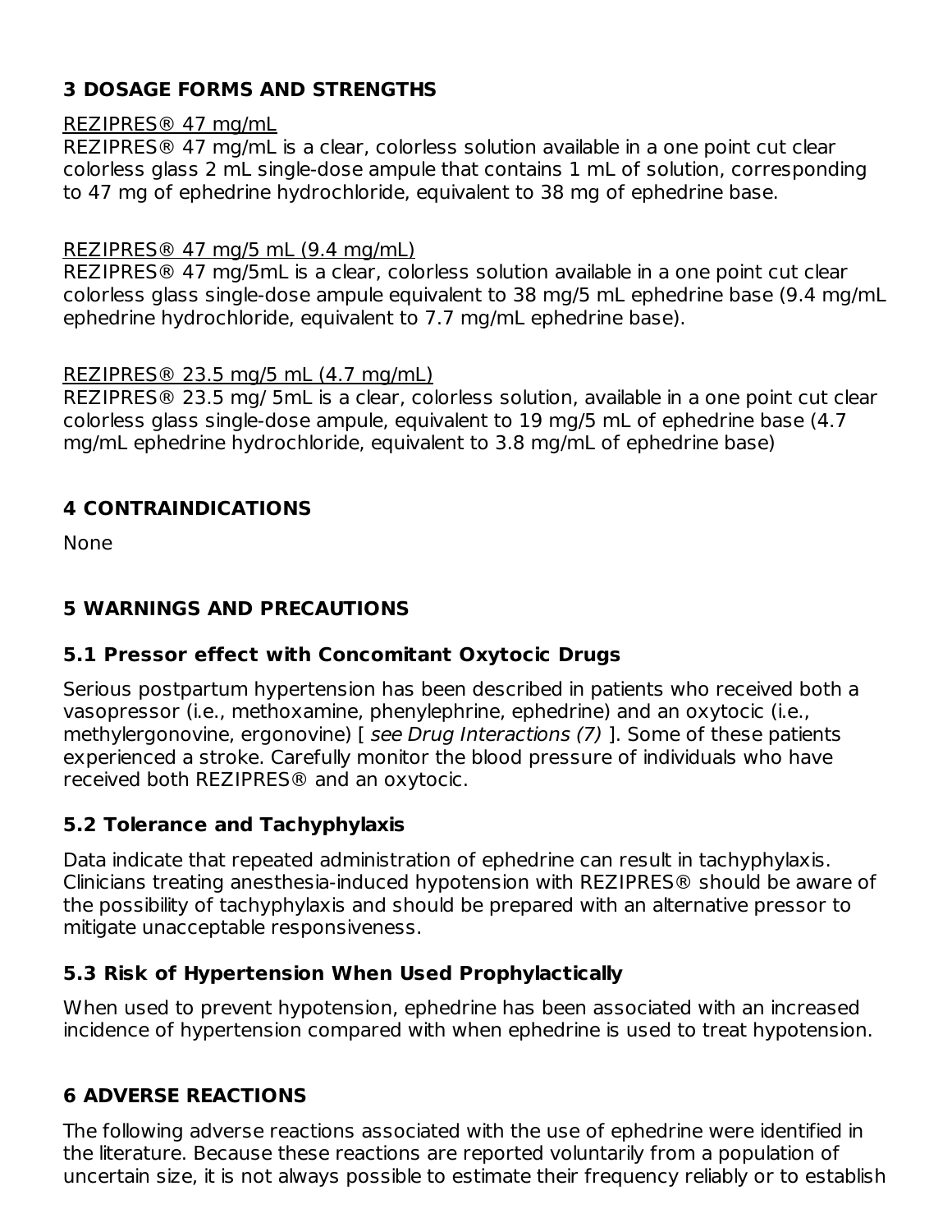## 3 DOSAGE FORMS AND STRENGTHS

REZIPRES® 47 mg/mL

REZIPRES® 47 mg/mL is a clear, colorless solution available in a one point cut clear colorless glass 2 mL single-dose ampule that contains 1 mL of solution, corresponding to 47 mg of ephedrine hydrochloride, equivalent to 38 mg of ephedrine base.

REZIPRES® 47 mg/5 mL (9.4 mg/mL)

REZIPRES® 47 mg/5mL is a clear, colorless solution available in a one point cut clear colorless glass single-dose ampule equivalent to 38 mg/5 mL ephedrine base (9.4 mg/mL ephedrine hydrochloride, equivalent to 7.7 mg/mL ephedrine base).

REZIPRES® 23.5 mg/5 mL (4.7 mg/mL)

REZIPRES® 23.5 mg/ 5mL is a clear, colorless solution, available in a one point cut clear colorless glass single-dose ampule, equivalent to 19 mg/5 mL of ephedrine base (4.7 mg/mL ephedrine hydrochloride, equivalent to 3.8 mg/mL of ephedrine base)

## 4 CONTRAINDICATIONS

None

## 5 WARNINGS AND PRECAUTIONS

### 5.1 Pressor effect with Concomitant Oxytocic Drugs

Serious postpartum hypertension has been described in patients who received both a vasopressor (i.e., methoxamine, phenylephrine, ephedrine) and an oxytocic (i.e., methylergonovine, ergonovine) [ *see Drug Interactions (7)* ]. Some of these patients experienced a stroke. Carefully monitor the blood pressure of individuals who have received both REZIPRES® and an oxytocic.

### 5.2 Tolerance and Tachyphylaxis

Data indicate that repeated administration of ephedrine can result in tachyphylaxis. Clinicians treating anesthesia-induced hypotension with REZIPRES® should be aware of the possibility of tachyphylaxis and should be prepared with an alternative pressor to mitigate unacceptable responsiveness.

### 5.3 Risk of Hypertension When Used Prophylactically

When used to prevent hypotension, ephedrine has been associated with an increased incidence of hypertension compared with when ephedrine is used to treat hypotension.

## 6 ADVERSE REACTIONS

The following adverse reactions associated with the use of ephedrine were identified in the literature. Because these reactions are reported voluntarily from a population of uncertain size, it is not always possible to estimate their frequency reliably or to establish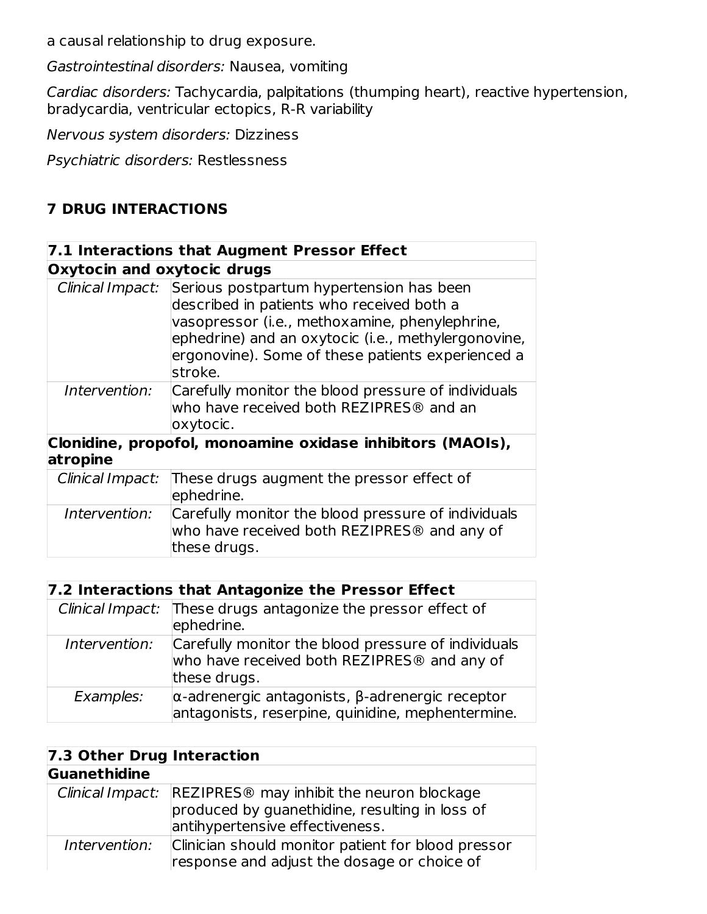a causal relationship to drug exposure.

*Gastrointestinal disorders:* Nausea, vomiting

*Cardiac disorders:* Tachycardia, palpitations (thumping heart), reactive hypertension, bradycardia, ventricular ectopics, R-R variability

*Nervous system disorders:* Dizziness

*Psychiatric disorders:* Restlessness

## 7 DRUG INTERACTIONS

| **7.1 Interactions that Augment Pressor Effect** | |
|---|---|
| **Oxytocin and oxytocic drugs** | |
| *Clinical Impact:* | Serious postpartum hypertension has been described in patients who received both a vasopressor (i.e., methoxamine, phenylephrine, ephedrine) and an oxytocic (i.e., methylergonovine, ergonovine). Some of these patients experienced a stroke. |
| *Intervention:* | Carefully monitor the blood pressure of individuals who have received both REZIPRES® and an oxytocic. |
| **Clonidine, propofol, monoamine oxidase inhibitors (MAOIs), atropine** | |
| *Clinical Impact:* | These drugs augment the pressor effect of ephedrine. |
| *Intervention:* | Carefully monitor the blood pressure of individuals who have received both REZIPRES® and any of these drugs. |

| **7.2 Interactions that Antagonize the Pressor Effect** | |
|---|---|
| *Clinical Impact:* | These drugs antagonize the pressor effect of ephedrine. |
| *Intervention:* | Carefully monitor the blood pressure of individuals who have received both REZIPRES® and any of these drugs. |
| *Examples:* | α-adrenergic antagonists, β-adrenergic receptor antagonists, reserpine, quinidine, mephentermine. |

| **7.3 Other Drug Interaction** | |
|---|---|
| **Guanethidine** | |
| *Clinical Impact:* | REZIPRES® may inhibit the neuron blockage produced by guanethidine, resulting in loss of antihypertensive effectiveness. |
| *Intervention:* | Clinician should monitor patient for blood pressor response and adjust the dosage or choice of |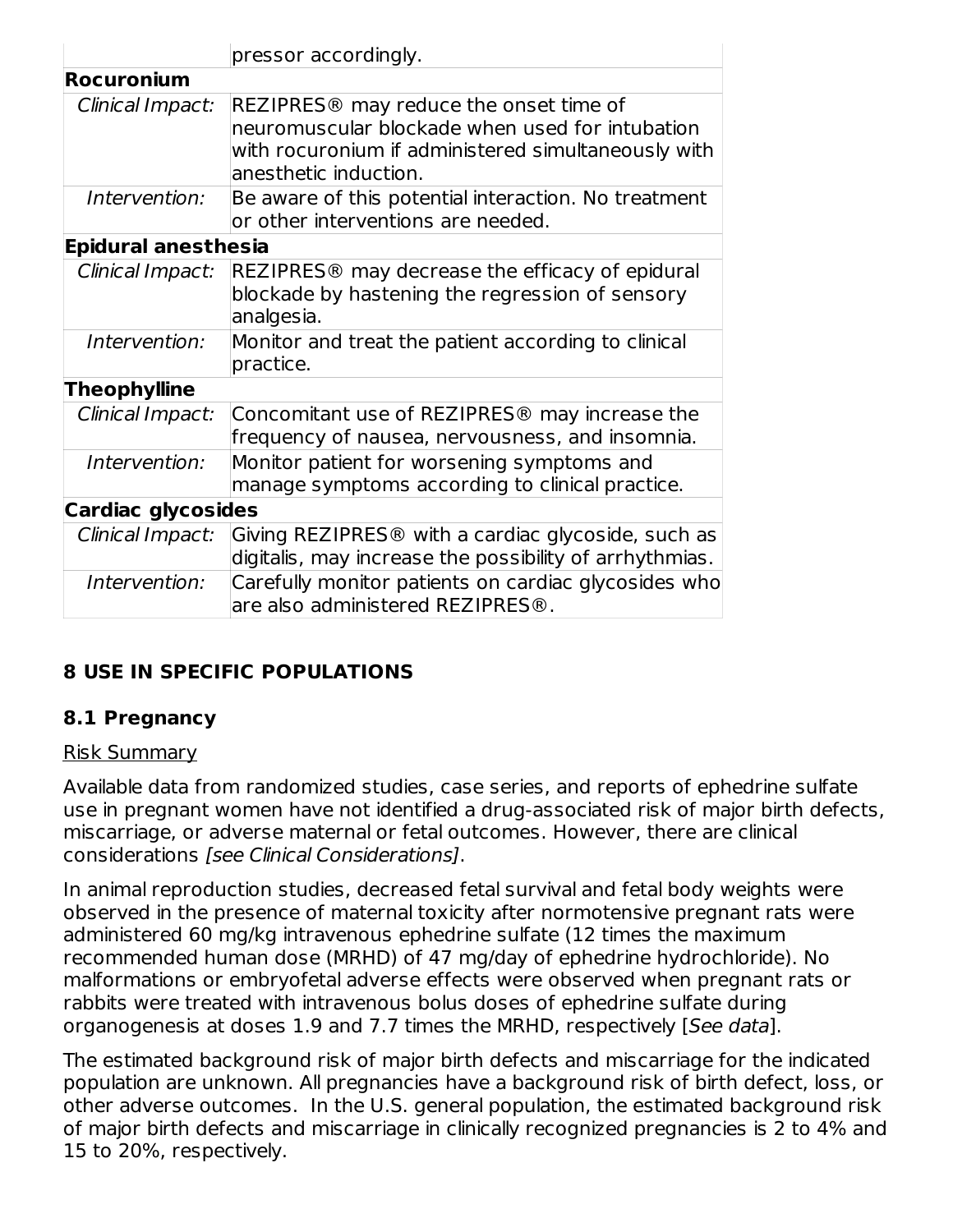| | |
|---|---|
| | pressor accordingly. |
| **Rocuronium** | |
| *Clinical Impact:* | REZIPRES® may reduce the onset time of neuromuscular blockade when used for intubation with rocuronium if administered simultaneously with anesthetic induction. |
| *Intervention:* | Be aware of this potential interaction. No treatment or other interventions are needed. |
| **Epidural anesthesia** | |
| *Clinical Impact:* | REZIPRES® may decrease the efficacy of epidural blockade by hastening the regression of sensory analgesia. |
| *Intervention:* | Monitor and treat the patient according to clinical practice. |
| **Theophylline** | |
| *Clinical Impact:* | Concomitant use of REZIPRES® may increase the frequency of nausea, nervousness, and insomnia. |
| *Intervention:* | Monitor patient for worsening symptoms and manage symptoms according to clinical practice. |
| **Cardiac glycosides** | |
| *Clinical Impact:* | Giving REZIPRES® with a cardiac glycoside, such as digitalis, may increase the possibility of arrhythmias. |
| *Intervention:* | Carefully monitor patients on cardiac glycosides who are also administered REZIPRES®. |

## 8 USE IN SPECIFIC POPULATIONS

### 8.1 Pregnancy

Risk Summary

Available data from randomized studies, case series, and reports of ephedrine sulfate use in pregnant women have not identified a drug-associated risk of major birth defects, miscarriage, or adverse maternal or fetal outcomes. However, there are clinical considerations *[see Clinical Considerations]*.

In animal reproduction studies, decreased fetal survival and fetal body weights were observed in the presence of maternal toxicity after normotensive pregnant rats were administered 60 mg/kg intravenous ephedrine sulfate (12 times the maximum recommended human dose (MRHD) of 47 mg/day of ephedrine hydrochloride). No malformations or embryofetal adverse effects were observed when pregnant rats or rabbits were treated with intravenous bolus doses of ephedrine sulfate during organogenesis at doses 1.9 and 7.7 times the MRHD, respectively [*See data*].

The estimated background risk of major birth defects and miscarriage for the indicated population are unknown. All pregnancies have a background risk of birth defect, loss, or other adverse outcomes. In the U.S. general population, the estimated background risk of major birth defects and miscarriage in clinically recognized pregnancies is 2 to 4% and 15 to 20%, respectively.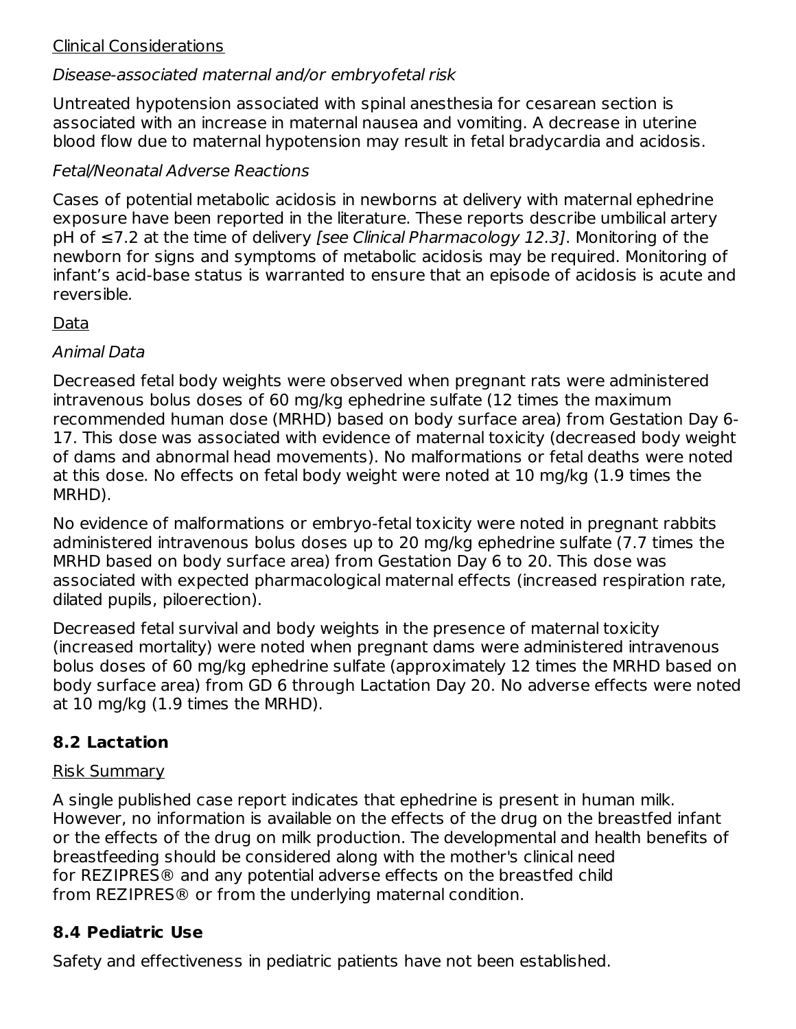Clinical Considerations

*Disease-associated maternal and/or embryofetal risk*

Untreated hypotension associated with spinal anesthesia for cesarean section is associated with an increase in maternal nausea and vomiting. A decrease in uterine blood flow due to maternal hypotension may result in fetal bradycardia and acidosis.

*Fetal/Neonatal Adverse Reactions*

Cases of potential metabolic acidosis in newborns at delivery with maternal ephedrine exposure have been reported in the literature. These reports describe umbilical artery pH of ≤7.2 at the time of delivery *[see Clinical Pharmacology 12.3]*. Monitoring of the newborn for signs and symptoms of metabolic acidosis may be required. Monitoring of infant's acid-base status is warranted to ensure that an episode of acidosis is acute and reversible.

Data

*Animal Data*

Decreased fetal body weights were observed when pregnant rats were administered intravenous bolus doses of 60 mg/kg ephedrine sulfate (12 times the maximum recommended human dose (MRHD) based on body surface area) from Gestation Day 6-17. This dose was associated with evidence of maternal toxicity (decreased body weight of dams and abnormal head movements). No malformations or fetal deaths were noted at this dose. No effects on fetal body weight were noted at 10 mg/kg (1.9 times the MRHD).

No evidence of malformations or embryo-fetal toxicity were noted in pregnant rabbits administered intravenous bolus doses up to 20 mg/kg ephedrine sulfate (7.7 times the MRHD based on body surface area) from Gestation Day 6 to 20. This dose was associated with expected pharmacological maternal effects (increased respiration rate, dilated pupils, piloerection).

Decreased fetal survival and body weights in the presence of maternal toxicity (increased mortality) were noted when pregnant dams were administered intravenous bolus doses of 60 mg/kg ephedrine sulfate (approximately 12 times the MRHD based on body surface area) from GD 6 through Lactation Day 20. No adverse effects were noted at 10 mg/kg (1.9 times the MRHD).

## 8.2 Lactation

Risk Summary

A single published case report indicates that ephedrine is present in human milk. However, no information is available on the effects of the drug on the breastfed infant or the effects of the drug on milk production. The developmental and health benefits of breastfeeding should be considered along with the mother's clinical need for REZIPRES® and any potential adverse effects on the breastfed child from REZIPRES® or from the underlying maternal condition.

## 8.4 Pediatric Use

Safety and effectiveness in pediatric patients have not been established.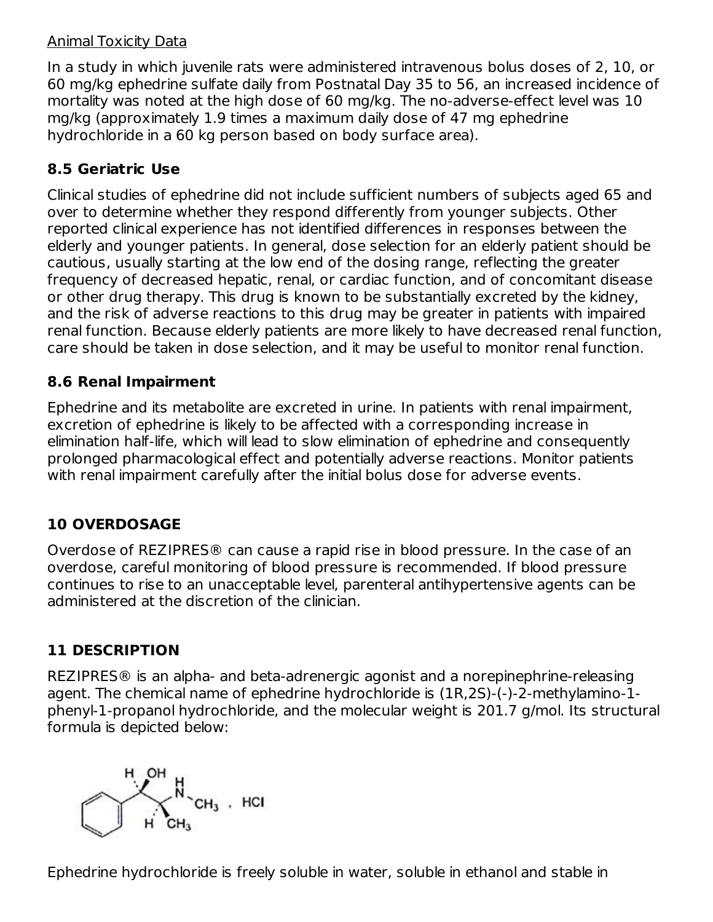Animal Toxicity Data

In a study in which juvenile rats were administered intravenous bolus doses of 2, 10, or 60 mg/kg ephedrine sulfate daily from Postnatal Day 35 to 56, an increased incidence of mortality was noted at the high dose of 60 mg/kg. The no-adverse-effect level was 10 mg/kg (approximately 1.9 times a maximum daily dose of 47 mg ephedrine hydrochloride in a 60 kg person based on body surface area).

## 8.5 Geriatric Use

Clinical studies of ephedrine did not include sufficient numbers of subjects aged 65 and over to determine whether they respond differently from younger subjects. Other reported clinical experience has not identified differences in responses between the elderly and younger patients. In general, dose selection for an elderly patient should be cautious, usually starting at the low end of the dosing range, reflecting the greater frequency of decreased hepatic, renal, or cardiac function, and of concomitant disease or other drug therapy. This drug is known to be substantially excreted by the kidney, and the risk of adverse reactions to this drug may be greater in patients with impaired renal function. Because elderly patients are more likely to have decreased renal function, care should be taken in dose selection, and it may be useful to monitor renal function.

## 8.6 Renal Impairment

Ephedrine and its metabolite are excreted in urine. In patients with renal impairment, excretion of ephedrine is likely to be affected with a corresponding increase in elimination half-life, which will lead to slow elimination of ephedrine and consequently prolonged pharmacological effect and potentially adverse reactions. Monitor patients with renal impairment carefully after the initial bolus dose for adverse events.

# 10 OVERDOSAGE

Overdose of REZIPRES® can cause a rapid rise in blood pressure. In the case of an overdose, careful monitoring of blood pressure is recommended. If blood pressure continues to rise to an unacceptable level, parenteral antihypertensive agents can be administered at the discretion of the clinician.

# 11 DESCRIPTION

REZIPRES® is an alpha- and beta-adrenergic agonist and a norepinephrine-releasing agent. The chemical name of ephedrine hydrochloride is (1R,2S)-(-)-2-methylamino-1-phenyl-1-propanol hydrochloride, and the molecular weight is 201.7 g/mol. Its structural formula is depicted below:

Ephedrine hydrochloride is freely soluble in water, soluble in ethanol and stable in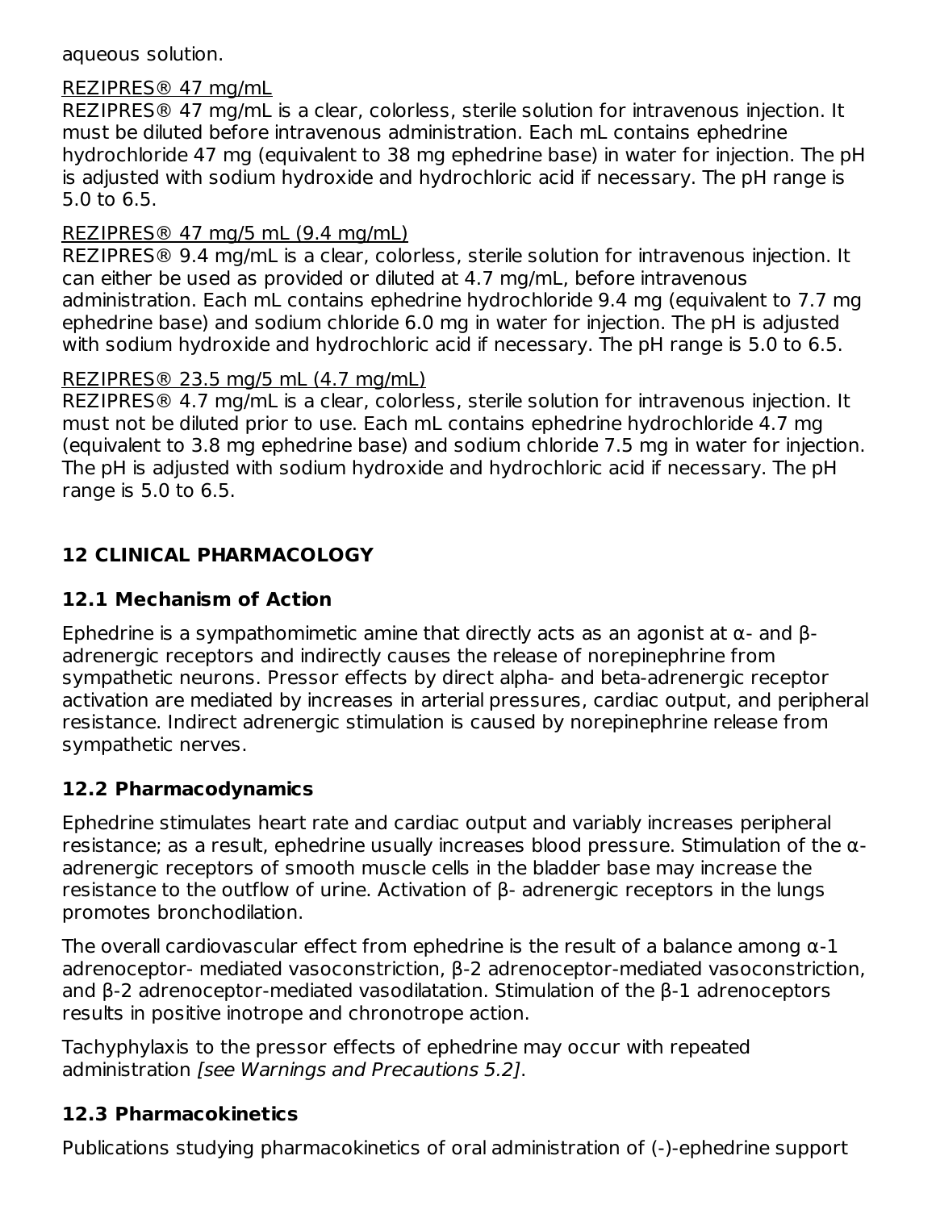aqueous solution.

REZIPRES® 47 mg/mL

REZIPRES® 47 mg/mL is a clear, colorless, sterile solution for intravenous injection. It must be diluted before intravenous administration. Each mL contains ephedrine hydrochloride 47 mg (equivalent to 38 mg ephedrine base) in water for injection. The pH is adjusted with sodium hydroxide and hydrochloric acid if necessary. The pH range is 5.0 to 6.5.

REZIPRES® 47 mg/5 mL (9.4 mg/mL)

REZIPRES® 9.4 mg/mL is a clear, colorless, sterile solution for intravenous injection. It can either be used as provided or diluted at 4.7 mg/mL, before intravenous administration. Each mL contains ephedrine hydrochloride 9.4 mg (equivalent to 7.7 mg ephedrine base) and sodium chloride 6.0 mg in water for injection. The pH is adjusted with sodium hydroxide and hydrochloric acid if necessary. The pH range is 5.0 to 6.5.

REZIPRES® 23.5 mg/5 mL (4.7 mg/mL)

REZIPRES® 4.7 mg/mL is a clear, colorless, sterile solution for intravenous injection. It must not be diluted prior to use. Each mL contains ephedrine hydrochloride 4.7 mg (equivalent to 3.8 mg ephedrine base) and sodium chloride 7.5 mg in water for injection. The pH is adjusted with sodium hydroxide and hydrochloric acid if necessary. The pH range is 5.0 to 6.5.

## 12 CLINICAL PHARMACOLOGY

### 12.1 Mechanism of Action

Ephedrine is a sympathomimetic amine that directly acts as an agonist at α- and β-adrenergic receptors and indirectly causes the release of norepinephrine from sympathetic neurons. Pressor effects by direct alpha- and beta-adrenergic receptor activation are mediated by increases in arterial pressures, cardiac output, and peripheral resistance. Indirect adrenergic stimulation is caused by norepinephrine release from sympathetic nerves.

### 12.2 Pharmacodynamics

Ephedrine stimulates heart rate and cardiac output and variably increases peripheral resistance; as a result, ephedrine usually increases blood pressure. Stimulation of the α-adrenergic receptors of smooth muscle cells in the bladder base may increase the resistance to the outflow of urine. Activation of β- adrenergic receptors in the lungs promotes bronchodilation.

The overall cardiovascular effect from ephedrine is the result of a balance among α-1 adrenoceptor- mediated vasoconstriction, β-2 adrenoceptor-mediated vasoconstriction, and β-2 adrenoceptor-mediated vasodilatation. Stimulation of the β-1 adrenoceptors results in positive inotrope and chronotrope action.

Tachyphylaxis to the pressor effects of ephedrine may occur with repeated administration *[see Warnings and Precautions 5.2]*.

### 12.3 Pharmacokinetics

Publications studying pharmacokinetics of oral administration of (-)-ephedrine support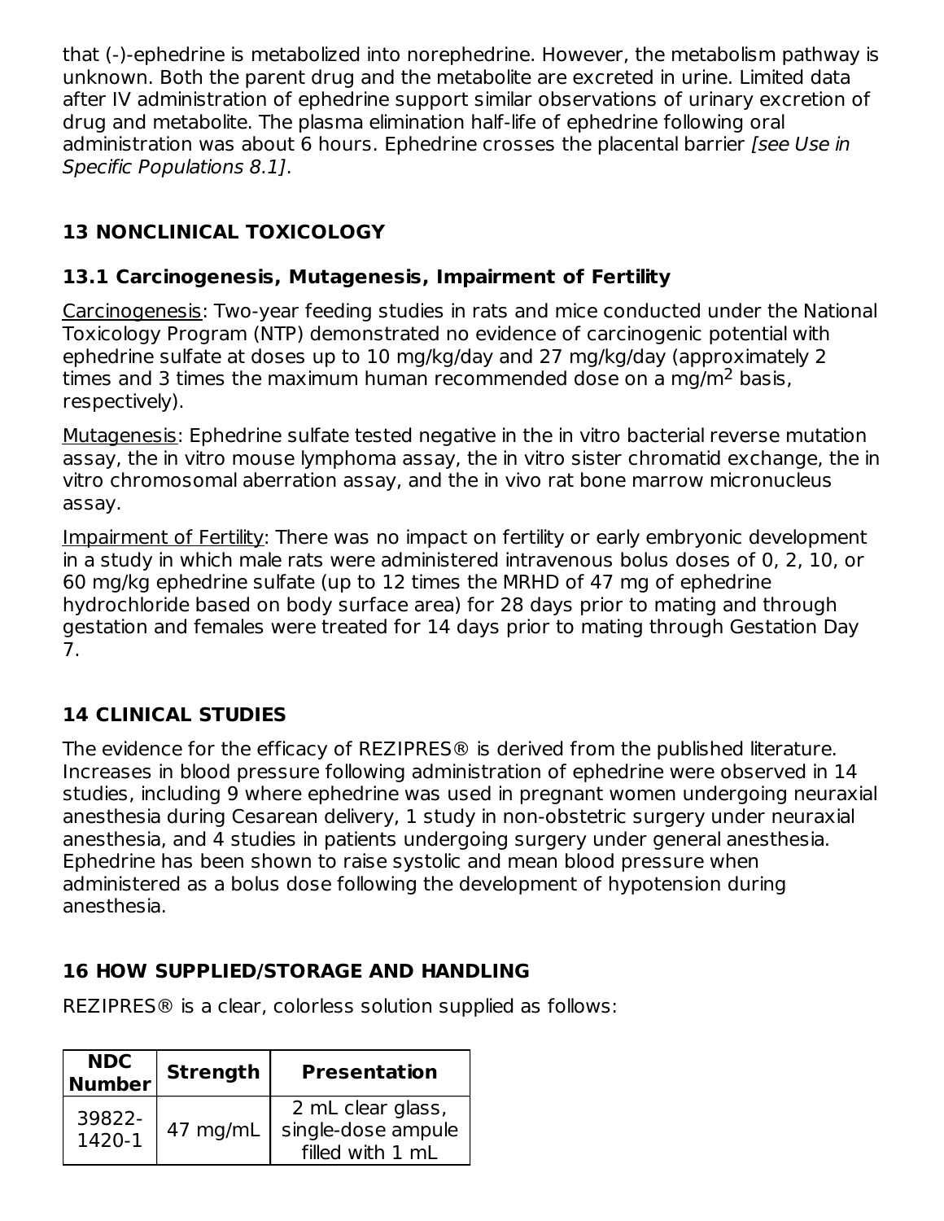that (-)-ephedrine is metabolized into norephedrine. However, the metabolism pathway is unknown. Both the parent drug and the metabolite are excreted in urine. Limited data after IV administration of ephedrine support similar observations of urinary excretion of drug and metabolite. The plasma elimination half-life of ephedrine following oral administration was about 6 hours. Ephedrine crosses the placental barrier *[see Use in Specific Populations 8.1]*.

## 13 NONCLINICAL TOXICOLOGY

### 13.1 Carcinogenesis, Mutagenesis, Impairment of Fertility

Carcinogenesis: Two-year feeding studies in rats and mice conducted under the National Toxicology Program (NTP) demonstrated no evidence of carcinogenic potential with ephedrine sulfate at doses up to 10 mg/kg/day and 27 mg/kg/day (approximately 2 times and 3 times the maximum human recommended dose on a $mg/m^2$ basis, respectively).

Mutagenesis: Ephedrine sulfate tested negative in the in vitro bacterial reverse mutation assay, the in vitro mouse lymphoma assay, the in vitro sister chromatid exchange, the in vitro chromosomal aberration assay, and the in vivo rat bone marrow micronucleus assay.

Impairment of Fertility: There was no impact on fertility or early embryonic development in a study in which male rats were administered intravenous bolus doses of 0, 2, 10, or 60 mg/kg ephedrine sulfate (up to 12 times the MRHD of 47 mg of ephedrine hydrochloride based on body surface area) for 28 days prior to mating and through gestation and females were treated for 14 days prior to mating through Gestation Day 7.

## 14 CLINICAL STUDIES

The evidence for the efficacy of REZIPRES® is derived from the published literature. Increases in blood pressure following administration of ephedrine were observed in 14 studies, including 9 where ephedrine was used in pregnant women undergoing neuraxial anesthesia during Cesarean delivery, 1 study in non-obstetric surgery under neuraxial anesthesia, and 4 studies in patients undergoing surgery under general anesthesia. Ephedrine has been shown to raise systolic and mean blood pressure when administered as a bolus dose following the development of hypotension during anesthesia.

## 16 HOW SUPPLIED/STORAGE AND HANDLING

REZIPRES® is a clear, colorless solution supplied as follows:

| NDC Number | Strength | Presentation |
|---|---|---|
| 39822-1420-1 | 47 mg/mL | 2 mL clear glass, single-dose ampule filled with 1 mL |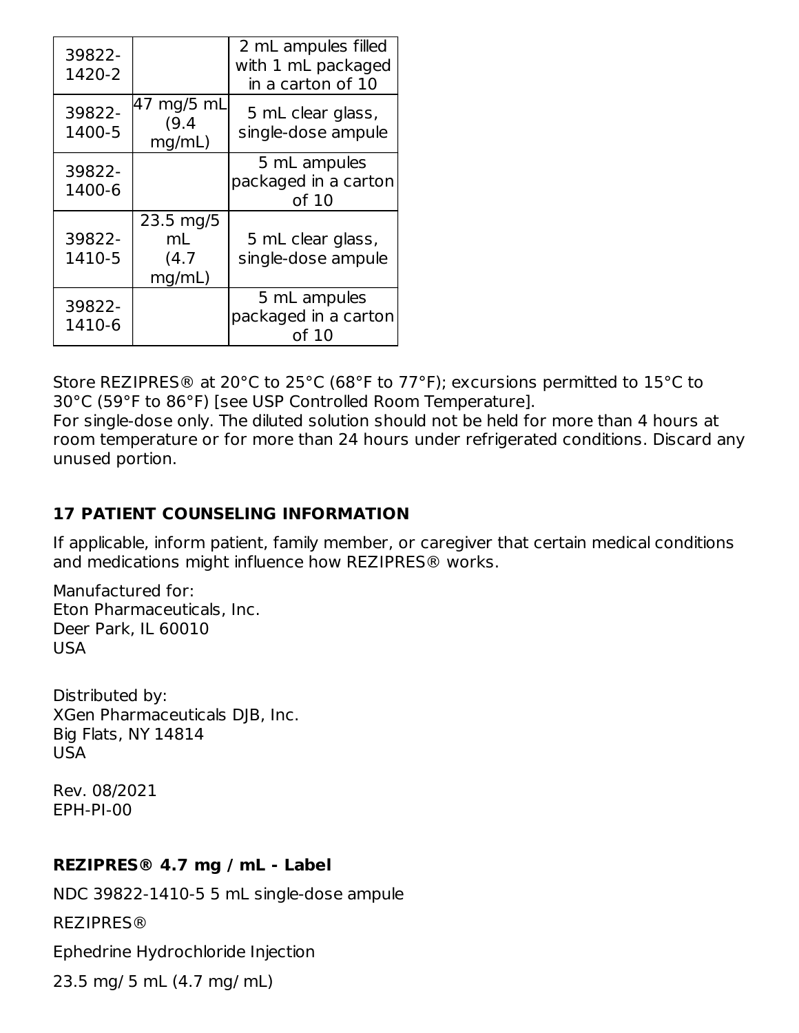| | | |
|---|---|---|
| 39822-1420-2 | | 2 mL ampules filled with 1 mL packaged in a carton of 10 |
| 39822-1400-5 | 47 mg/5 mL (9.4 mg/mL) | 5 mL clear glass, single-dose ampule |
| 39822-1400-6 | | 5 mL ampules packaged in a carton of 10 |
| 39822-1410-5 | 23.5 mg/5 mL (4.7 mg/mL) | 5 mL clear glass, single-dose ampule |
| 39822-1410-6 | | 5 mL ampules packaged in a carton of 10 |

Store REZIPRES® at 20°C to 25°C (68°F to 77°F); excursions permitted to 15°C to 30°C (59°F to 86°F) [see USP Controlled Room Temperature].
For single-dose only. The diluted solution should not be held for more than 4 hours at room temperature or for more than 24 hours under refrigerated conditions. Discard any unused portion.

## 17 PATIENT COUNSELING INFORMATION

If applicable, inform patient, family member, or caregiver that certain medical conditions and medications might influence how REZIPRES® works.

Manufactured for:
Eton Pharmaceuticals, Inc.
Deer Park, IL 60010
USA

Distributed by:
XGen Pharmaceuticals DJB, Inc.
Big Flats, NY 14814
USA

Rev. 08/2021
EPH-PI-00

## REZIPRES® 4.7 mg / mL - Label

NDC 39822-1410-5 5 mL single-dose ampule

REZIPRES®

Ephedrine Hydrochloride Injection

23.5 mg/ 5 mL (4.7 mg/ mL)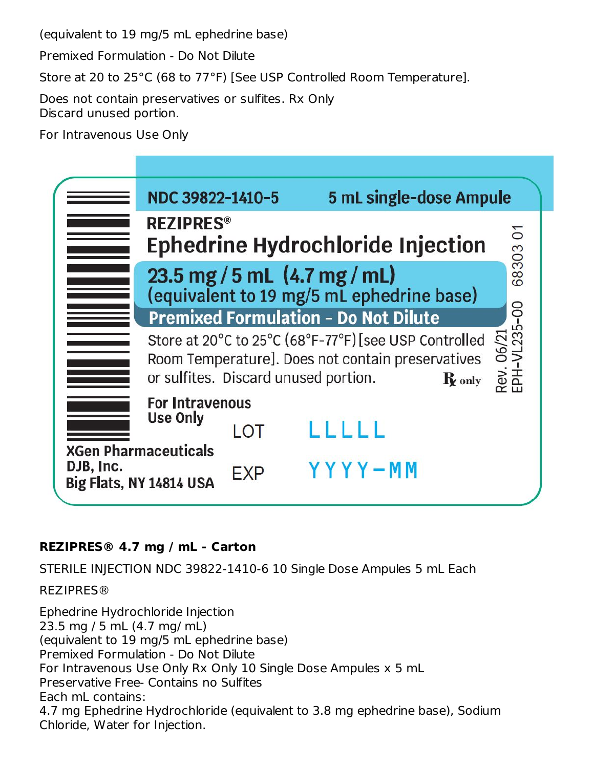(equivalent to 19 mg/5 mL ephedrine base)

Premixed Formulation - Do Not Dilute

Store at 20 to 25°C (68 to 77°F) [See USP Controlled Room Temperature].

Does not contain preservatives or sulfites. Rx Only
Discard unused portion.

For Intravenous Use Only

NDC 39822-1410-5 5 mL single-dose Ampule

REZIPRES®

Ephedrine Hydrochloride Injection

23.5 mg / 5 mL (4.7 mg / mL)
(equivalent to 19 mg/5 mL ephedrine base)

Premixed Formulation - Do Not Dilute

Store at 20°C to 25°C (68°F-77°F) [see USP Controlled Room Temperature]. Does not contain preservatives or sulfites. Discard unused portion. Rx only

For Intravenous Use Only

LOT LLLLL

EXP YYYY-MM

XGen Pharmaceuticals DJB, Inc.
Big Flats, NY 14814 USA

Rev. 06/21
EPH-VL235-00 68303 01

**REZIPRES® 4.7 mg / mL - Carton**

STERILE INJECTION NDC 39822-1410-6 10 Single Dose Ampules 5 mL Each

REZIPRES®

Ephedrine Hydrochloride Injection
23.5 mg / 5 mL (4.7 mg/ mL)
(equivalent to 19 mg/5 mL ephedrine base)
Premixed Formulation - Do Not Dilute
For Intravenous Use Only Rx Only 10 Single Dose Ampules x 5 mL
Preservative Free- Contains no Sulfites
Each mL contains:
4.7 mg Ephedrine Hydrochloride (equivalent to 3.8 mg ephedrine base), Sodium Chloride, Water for Injection.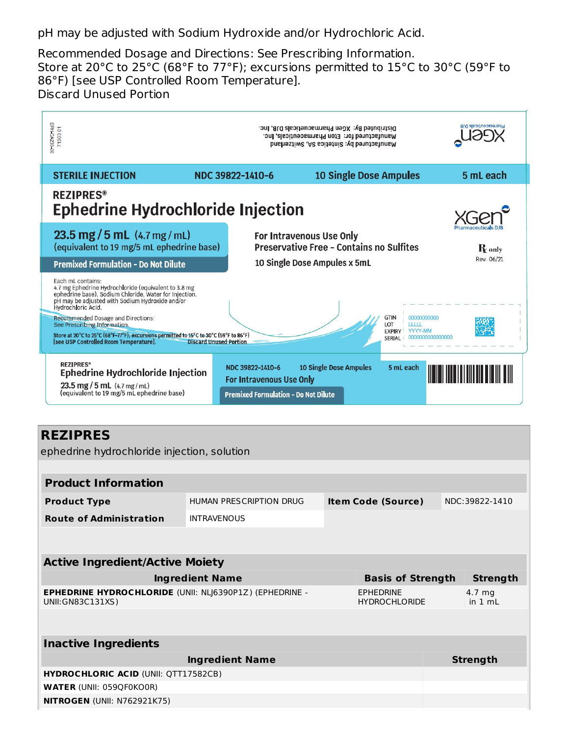pH may be adjusted with Sodium Hydroxide and/or Hydrochloric Acid.

Recommended Dosage and Directions: See Prescribing Information.
Store at 20°C to 25°C (68°F to 77°F); excursions permitted to 15°C to 30°C (59°F to 86°F) [see USP Controlled Room Temperature].
Discard Unused Portion

EPH-CA235-00
71303 01

Manufactured by: Sintetica SA, Switzerland
Manufactured for: Eton Pharmaceuticals, Inc.
Distributed By: XGen Pharmaceuticals DJB, Inc.

XGen Pharmaceuticals DJB

STERILE INJECTION | NDC 39822-1410-6 | 10 Single Dose Ampules | 5 mL each

REZIPRES®
**Ephedrine Hydrochloride Injection**

**23.5 mg / 5 mL** (4.7 mg / mL)
(equivalent to 19 mg/5 mL ephedrine base)

**Premixed Formulation - Do Not Dilute**

For Intravenous Use Only
Preservative Free - Contains no Sulfites
10 Single Dose Ampules x 5mL

XGen Pharmaceuticals DJB
℞ only
Rev. 06/21

Each mL contains:
4.7 mg Ephedrine Hydrochloride (equivalent to 3.8 mg ephedrine base), Sodium Chloride, Water for Injection.
pH may be adjusted with Sodium Hydroxide and/or Hydrochloric Acid.

Recommended Dosage and Directions:
See Prescribing Information.

Store at 20°C to 25°C (68°F-77°F); excursions permitted to 15°C to 30°C (59°F to 86°F) [see USP Controlled Room Temperature]. Discard Unused Portion

GTIN 00000000000
LOT LLLLL
EXPIRY YYYY-MM
SERIAL 0000000000000000

REZIPRES®
**Ephedrine Hydrochloride Injection**
23.5 mg / 5 mL (4.7 mg / mL)
(equivalent to 19 mg/5 mL ephedrine base)

NDC 39822-1410-6 | 10 Single Dose Ampules | 5 mL each
For Intravenous Use Only
Premixed Formulation - Do Not Dilute

## REZIPRES

ephedrine hydrochloride injection, solution

| **Product Information** | | | |
|---|---|---|---|
| **Product Type** | HUMAN PRESCRIPTION DRUG | **Item Code (Source)** | NDC:39822-1410 |
| **Route of Administration** | INTRAVENOUS | | |

| **Active Ingredient/Active Moiety** | | |
|---|---|---|
| **Ingredient Name** | **Basis of Strength** | **Strength** |
| **EPHEDRINE HYDROCHLORIDE** (UNII: NLJ6390P1Z) (EPHEDRINE - UNII:GN83C131XS) | EPHEDRINE HYDROCHLORIDE | 4.7 mg in 1 mL |

| **Inactive Ingredients** | |
|---|---|
| **Ingredient Name** | **Strength** |
| **HYDROCHLORIC ACID** (UNII: QTT17582CB) | |
| **WATER** (UNII: 059QF0KO0R) | |
| **NITROGEN** (UNII: N762921K75) | |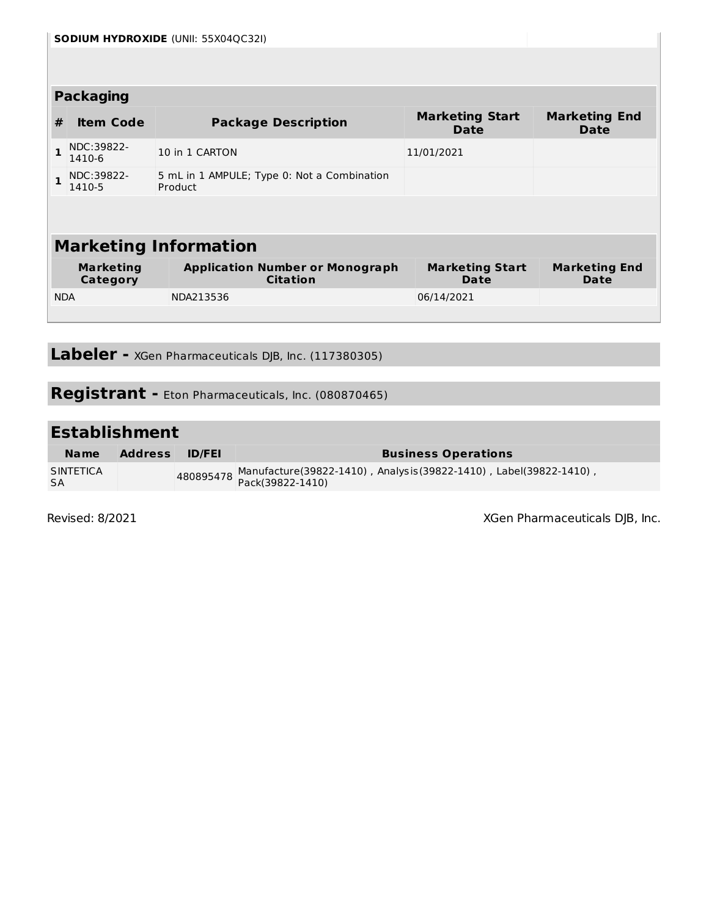| | |
|---|---|
| **SODIUM HYDROXIDE** (UNII: 55X04QC32I) | |

### Packaging

| # | Item Code | Package Description | Marketing Start Date | Marketing End Date |
|---|---|---|---|---|
| 1 | NDC:39822-1410-6 | 10 in 1 CARTON | 11/01/2021 | |
| 1 | NDC:39822-1410-5 | 5 mL in 1 AMPULE; Type 0: Not a Combination Product | | |

## Marketing Information

| Marketing Category | Application Number or Monograph Citation | Marketing Start Date | Marketing End Date |
|---|---|---|---|
| NDA | NDA213536 | 06/14/2021 | |

## Labeler - XGen Pharmaceuticals DJB, Inc. (117380305)

## Registrant - Eton Pharmaceuticals, Inc. (080870465)

## Establishment

| Name | Address | ID/FEI | Business Operations |
|---|---|---|---|
| SINTETICA SA | | 480895478 | Manufacture(39822-1410) , Analysis(39822-1410) , Label(39822-1410) , Pack(39822-1410) |

Revised: 8/2021

XGen Pharmaceuticals DJB, Inc.